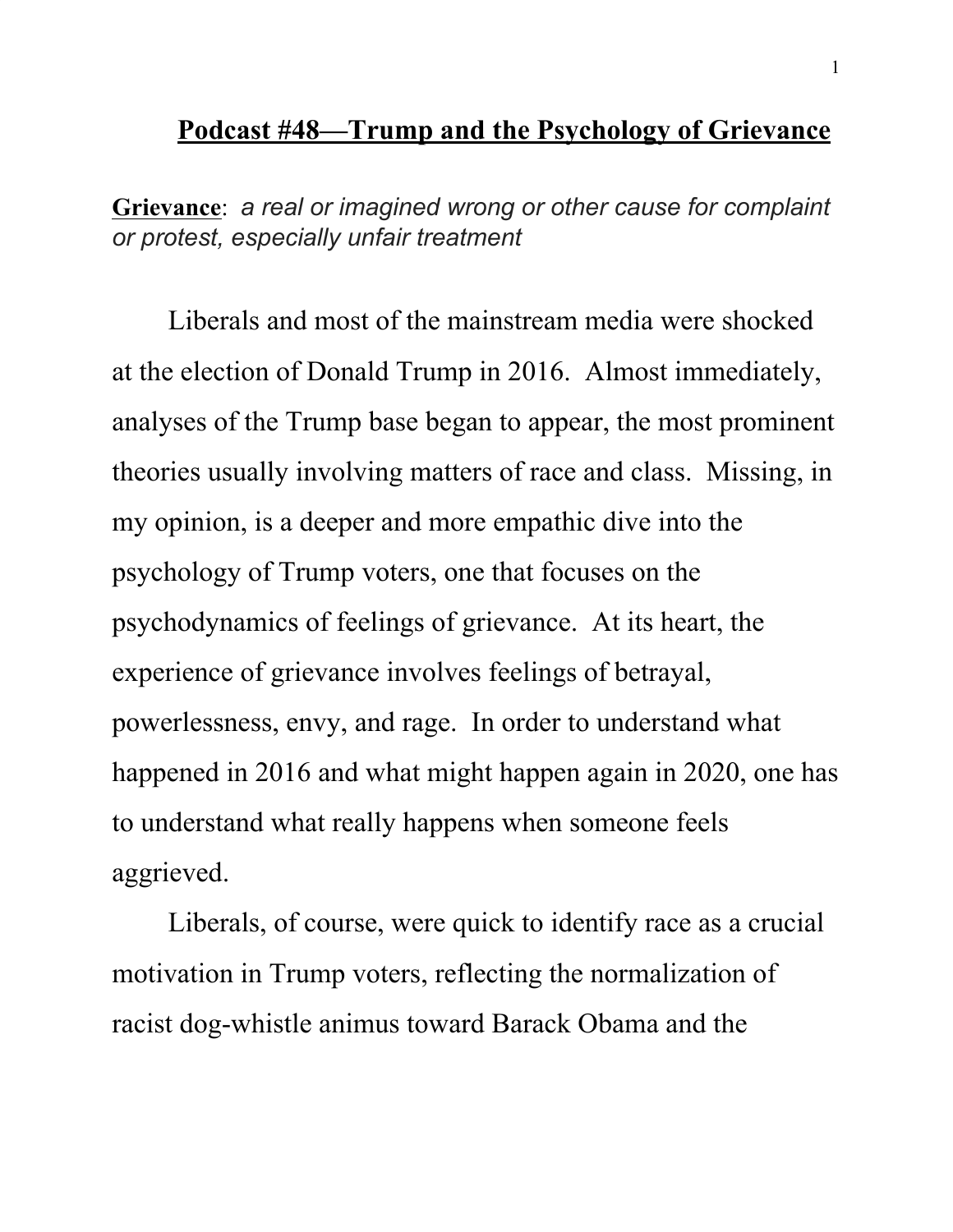# **Podcast #48—Trump and the Psychology of Grievance**

**Grievance**: *a real or imagined wrong or other cause for complaint or protest, especially unfair treatment*

Liberals and most of the mainstream media were shocked at the election of Donald Trump in 2016. Almost immediately, analyses of the Trump base began to appear, the most prominent theories usually involving matters of race and class. Missing, in my opinion, is a deeper and more empathic dive into the psychology of Trump voters, one that focuses on the psychodynamics of feelings of grievance. At its heart, the experience of grievance involves feelings of betrayal, powerlessness, envy, and rage. In order to understand what happened in 2016 and what might happen again in 2020, one has to understand what really happens when someone feels aggrieved.

Liberals, of course, were quick to identify race as a crucial motivation in Trump voters, reflecting the normalization of racist dog-whistle animus toward Barack Obama and the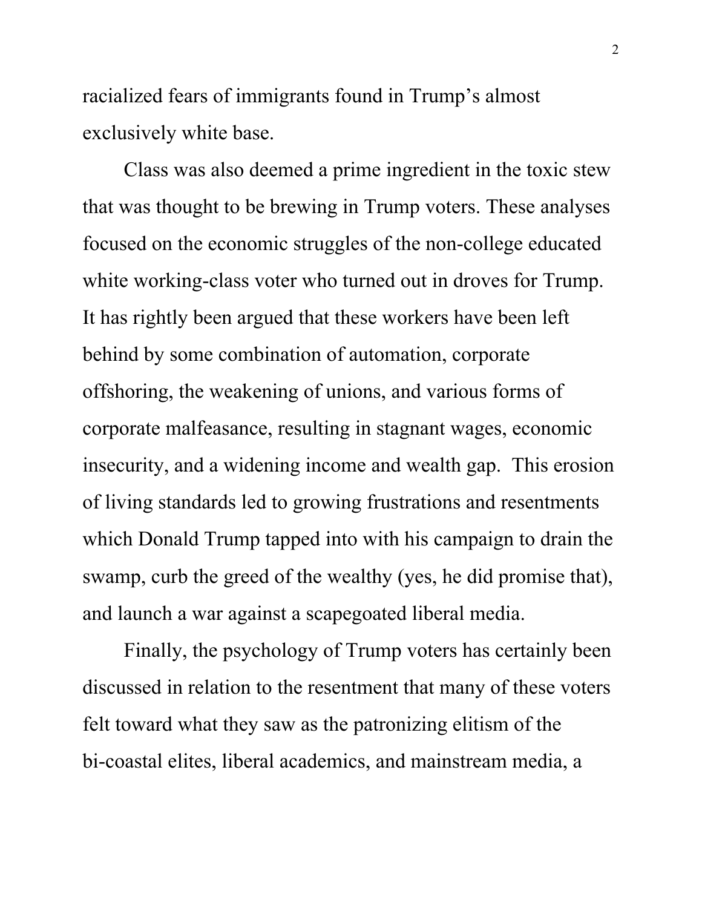racialized fears of immigrants found in Trump's almost exclusively white base.

Class was also deemed a prime ingredient in the toxic stew that was thought to be brewing in Trump voters. These analyses focused on the economic struggles of the non-college educated white working-class voter who turned out in droves for Trump. It has rightly been argued that these workers have been left behind by some combination of automation, corporate offshoring, the weakening of unions, and various forms of corporate malfeasance, resulting in stagnant wages, economic insecurity, and a widening income and wealth gap. This erosion of living standards led to growing frustrations and resentments which Donald Trump tapped into with his campaign to drain the swamp, curb the greed of the wealthy (yes, he did promise that), and launch a war against a scapegoated liberal media.

Finally, the psychology of Trump voters has certainly been discussed in relation to the resentment that many of these voters felt toward what they saw as the patronizing elitism of the bi-coastal elites, liberal academics, and mainstream media, a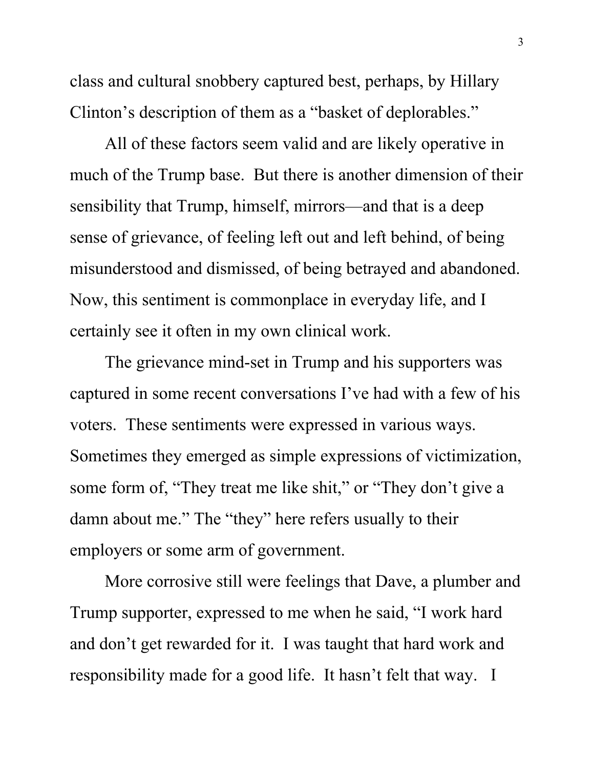class and cultural snobbery captured best, perhaps, by Hillary Clinton's description of them as a "basket of deplorables."

All of these factors seem valid and are likely operative in much of the Trump base. But there is another dimension of their sensibility that Trump, himself, mirrors—and that is a deep sense of grievance, of feeling left out and left behind, of being misunderstood and dismissed, of being betrayed and abandoned. Now, this sentiment is commonplace in everyday life, and I certainly see it often in my own clinical work.

The grievance mind-set in Trump and his supporters was captured in some recent conversations I've had with a few of his voters. These sentiments were expressed in various ways. Sometimes they emerged as simple expressions of victimization, some form of, "They treat me like shit," or "They don't give a damn about me." The "they" here refers usually to their employers or some arm of government.

More corrosive still were feelings that Dave, a plumber and Trump supporter, expressed to me when he said, "I work hard and don't get rewarded for it. I was taught that hard work and responsibility made for a good life. It hasn't felt that way. I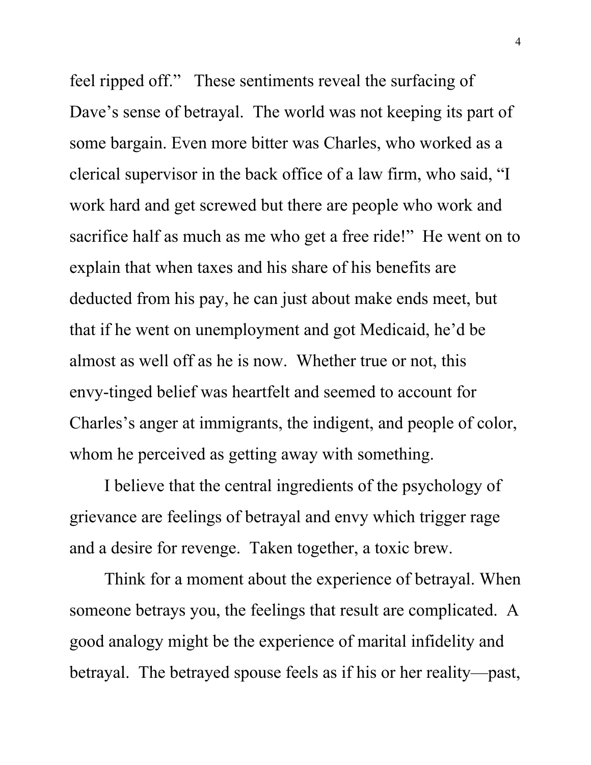feel ripped off." These sentiments reveal the surfacing of Dave's sense of betrayal. The world was not keeping its part of some bargain. Even more bitter was Charles, who worked as a clerical supervisor in the back office of a law firm, who said, "I work hard and get screwed but there are people who work and sacrifice half as much as me who get a free ride!" He went on to explain that when taxes and his share of his benefits are deducted from his pay, he can just about make ends meet, but that if he went on unemployment and got Medicaid, he'd be almost as well off as he is now. Whether true or not, this envy-tinged belief was heartfelt and seemed to account for Charles's anger at immigrants, the indigent, and people of color, whom he perceived as getting away with something.

I believe that the central ingredients of the psychology of grievance are feelings of betrayal and envy which trigger rage and a desire for revenge. Taken together, a toxic brew.

Think for a moment about the experience of betrayal. When someone betrays you, the feelings that result are complicated. A good analogy might be the experience of marital infidelity and betrayal. The betrayed spouse feels as if his or her reality—past,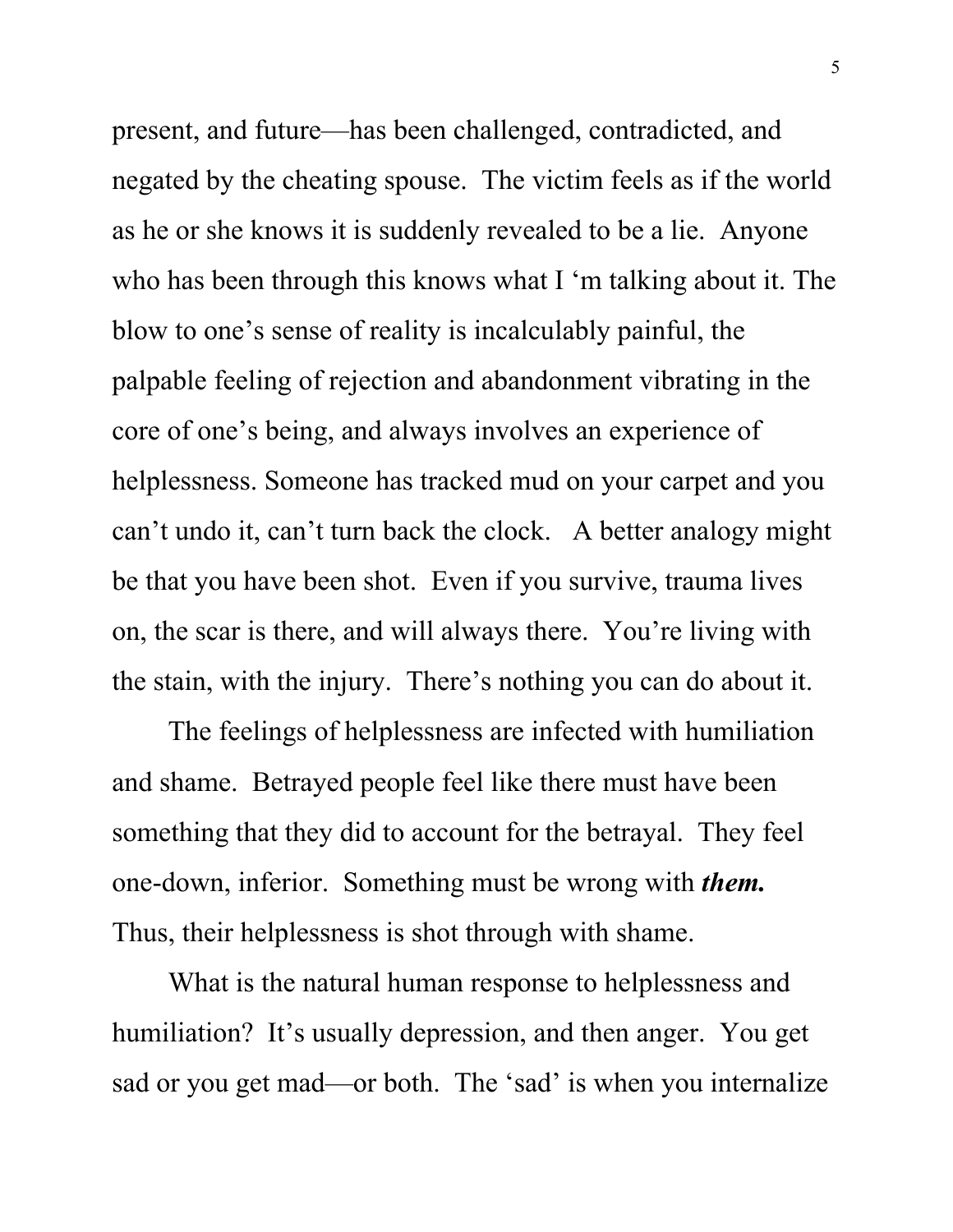present, and future—has been challenged, contradicted, and negated by the cheating spouse. The victim feels as if the world as he or she knows it is suddenly revealed to be a lie. Anyone who has been through this knows what I 'm talking about it. The blow to one's sense of reality is incalculably painful, the palpable feeling of rejection and abandonment vibrating in the core of one's being, and always involves an experience of helplessness. Someone has tracked mud on your carpet and you can't undo it, can't turn back the clock. A better analogy might be that you have been shot. Even if you survive, trauma lives on, the scar is there, and will always there. You're living with the stain, with the injury. There's nothing you can do about it.

The feelings of helplessness are infected with humiliation and shame. Betrayed people feel like there must have been something that they did to account for the betrayal. They feel one-down, inferior. Something must be wrong with ***them.*** Thus, their helplessness is shot through with shame.

What is the natural human response to helplessness and humiliation? It's usually depression, and then anger. You get sad or you get mad—or both. The 'sad' is when you internalize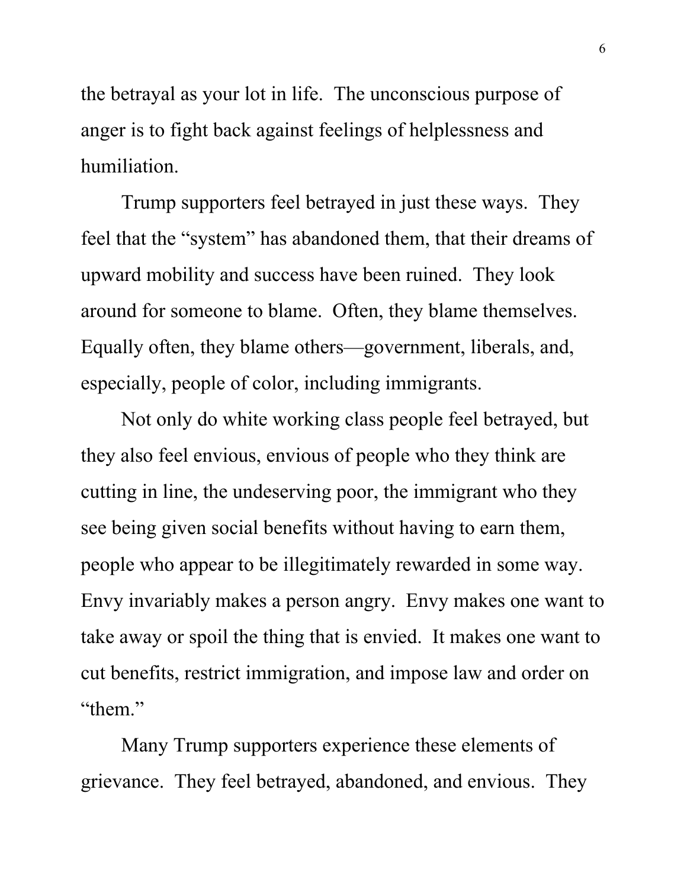the betrayal as your lot in life. The unconscious purpose of anger is to fight back against feelings of helplessness and humiliation.

Trump supporters feel betrayed in just these ways. They feel that the "system" has abandoned them, that their dreams of upward mobility and success have been ruined. They look around for someone to blame. Often, they blame themselves. Equally often, they blame others—government, liberals, and, especially, people of color, including immigrants.

Not only do white working class people feel betrayed, but they also feel envious, envious of people who they think are cutting in line, the undeserving poor, the immigrant who they see being given social benefits without having to earn them, people who appear to be illegitimately rewarded in some way. Envy invariably makes a person angry. Envy makes one want to take away or spoil the thing that is envied. It makes one want to cut benefits, restrict immigration, and impose law and order on "them."

Many Trump supporters experience these elements of grievance. They feel betrayed, abandoned, and envious. They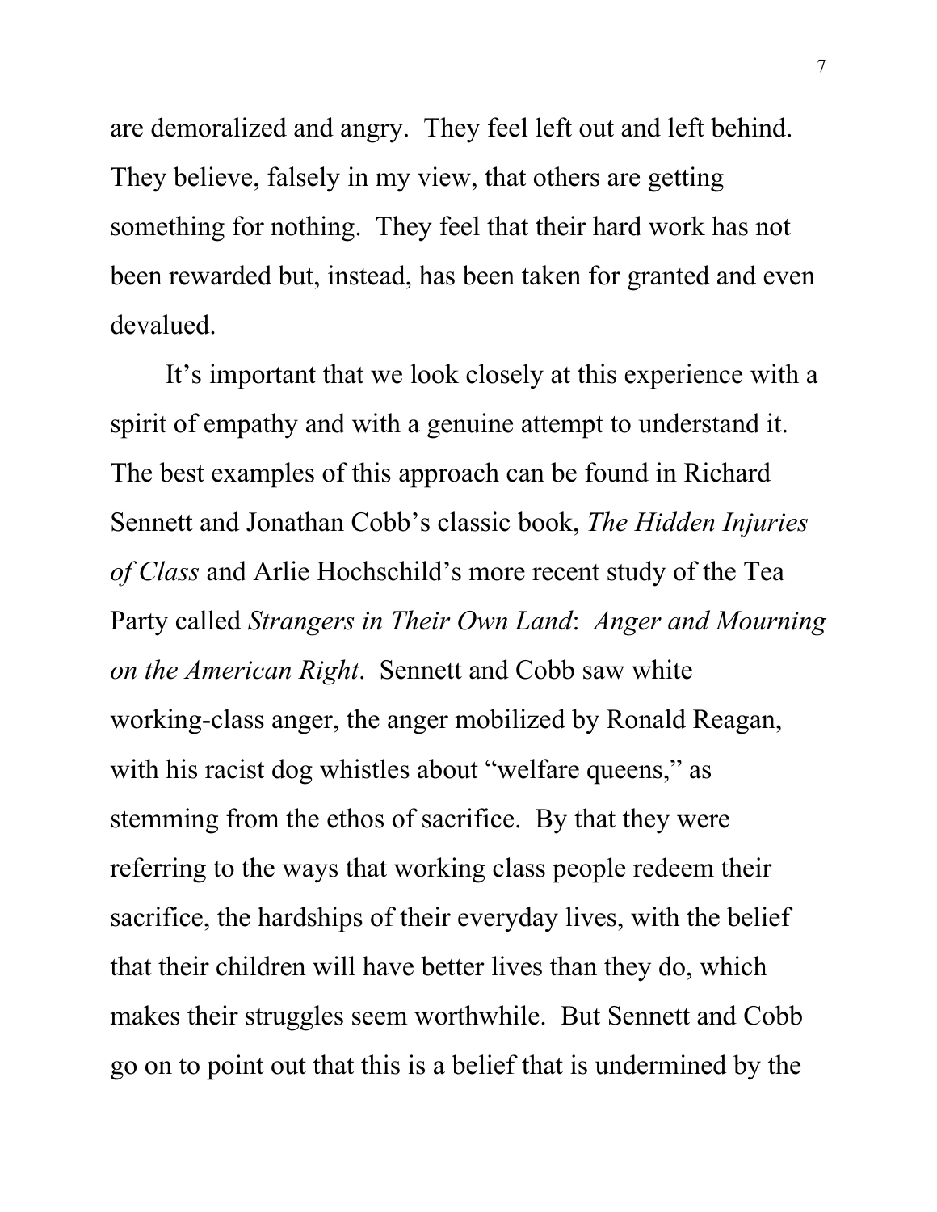are demoralized and angry. They feel left out and left behind. They believe, falsely in my view, that others are getting something for nothing. They feel that their hard work has not been rewarded but, instead, has been taken for granted and even devalued.

It's important that we look closely at this experience with a spirit of empathy and with a genuine attempt to understand it. The best examples of this approach can be found in Richard Sennett and Jonathan Cobb's classic book, *The Hidden Injuries of Class* and Arlie Hochschild's more recent study of the Tea Party called *Strangers in Their Own Land*: *Anger and Mourning on the American Right*. Sennett and Cobb saw white working-class anger, the anger mobilized by Ronald Reagan, with his racist dog whistles about "welfare queens," as stemming from the ethos of sacrifice. By that they were referring to the ways that working class people redeem their sacrifice, the hardships of their everyday lives, with the belief that their children will have better lives than they do, which makes their struggles seem worthwhile. But Sennett and Cobb go on to point out that this is a belief that is undermined by the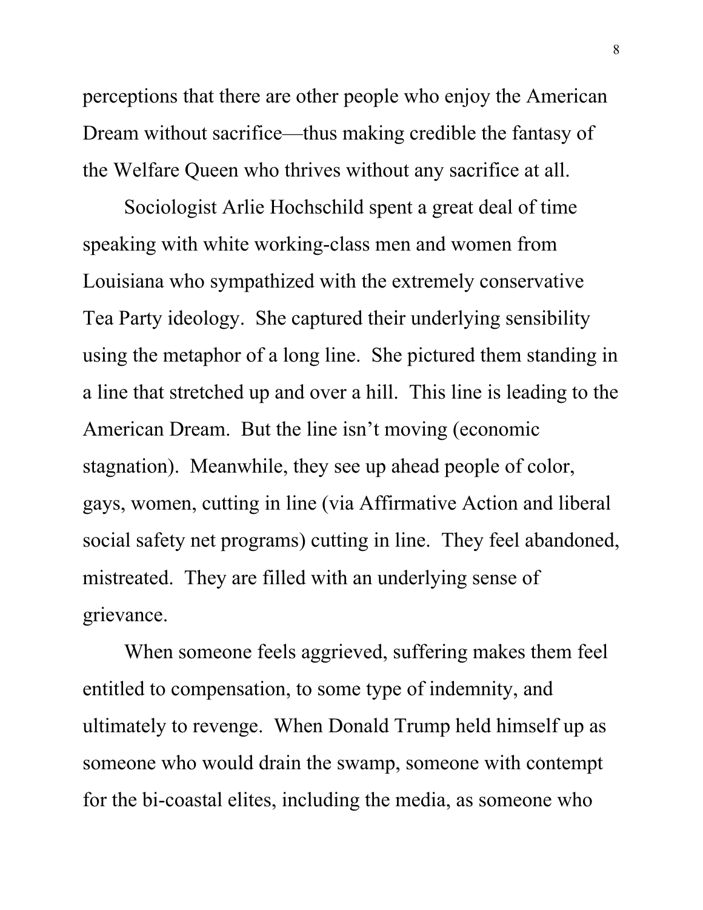perceptions that there are other people who enjoy the American Dream without sacrifice—thus making credible the fantasy of the Welfare Queen who thrives without any sacrifice at all.

Sociologist Arlie Hochschild spent a great deal of time speaking with white working-class men and women from Louisiana who sympathized with the extremely conservative Tea Party ideology. She captured their underlying sensibility using the metaphor of a long line. She pictured them standing in a line that stretched up and over a hill. This line is leading to the American Dream. But the line isn't moving (economic stagnation). Meanwhile, they see up ahead people of color, gays, women, cutting in line (via Affirmative Action and liberal social safety net programs) cutting in line. They feel abandoned, mistreated. They are filled with an underlying sense of grievance.

When someone feels aggrieved, suffering makes them feel entitled to compensation, to some type of indemnity, and ultimately to revenge. When Donald Trump held himself up as someone who would drain the swamp, someone with contempt for the bi-coastal elites, including the media, as someone who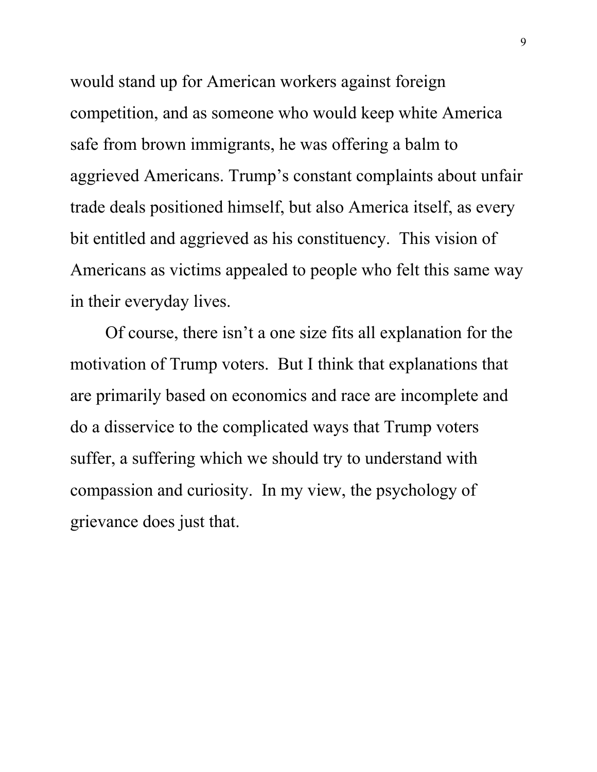would stand up for American workers against foreign competition, and as someone who would keep white America safe from brown immigrants, he was offering a balm to aggrieved Americans. Trump's constant complaints about unfair trade deals positioned himself, but also America itself, as every bit entitled and aggrieved as his constituency. This vision of Americans as victims appealed to people who felt this same way in their everyday lives.

Of course, there isn't a one size fits all explanation for the motivation of Trump voters. But I think that explanations that are primarily based on economics and race are incomplete and do a disservice to the complicated ways that Trump voters suffer, a suffering which we should try to understand with compassion and curiosity. In my view, the psychology of grievance does just that.